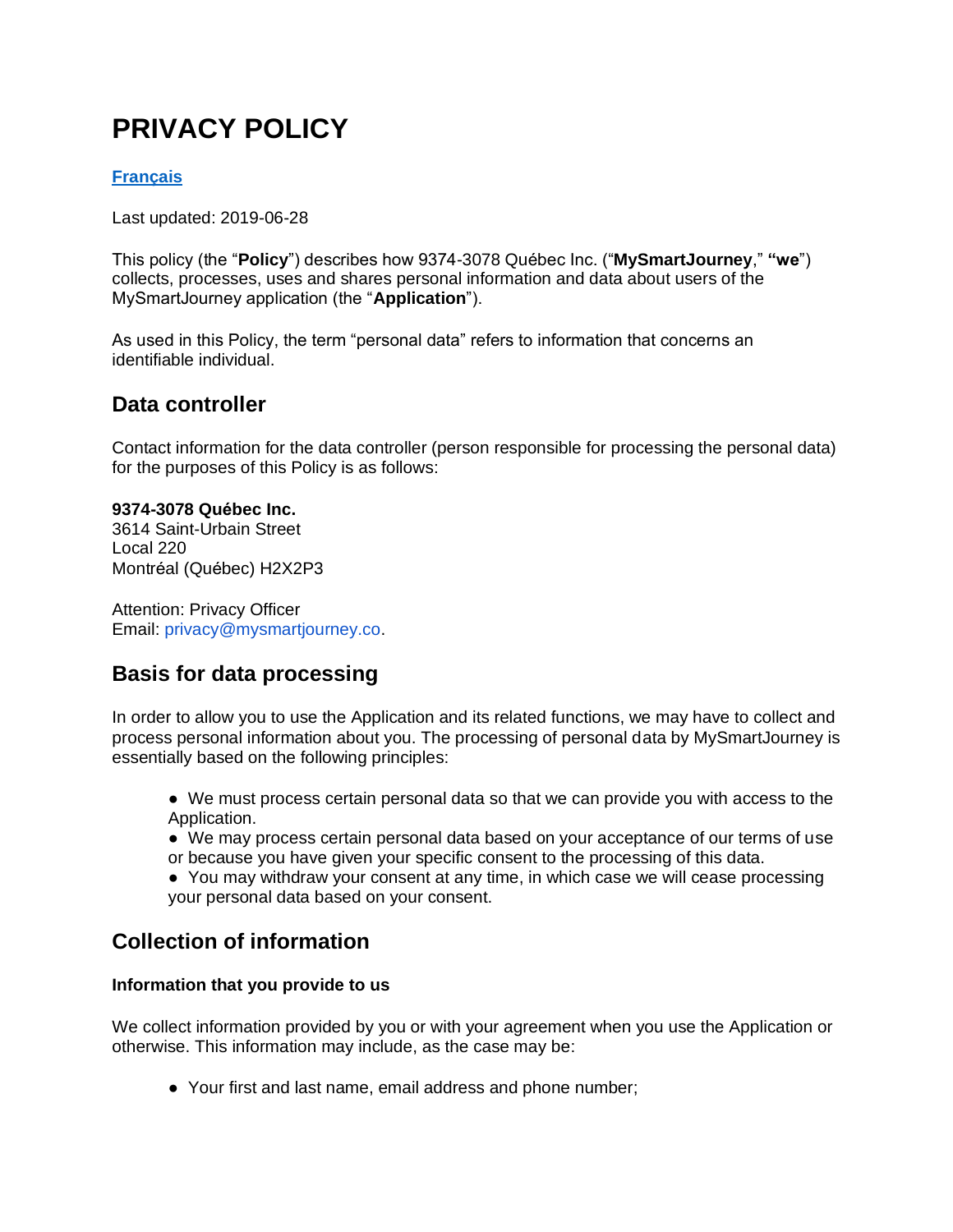# PRIVACY POLICY

**[Français]**

Last updated: 2019-06-28

This policy (the "**Policy**") describes how 9374-3078 Québec Inc. ("**MySmartJourney**," **"we"**) collects, processes, uses and shares personal information and data about users of the MySmartJourney application (the "**Application**").

As used in this Policy, the term "personal data" refers to information that concerns an identifiable individual.

## Data controller

Contact information for the data controller (person responsible for processing the personal data) for the purposes of this Policy is as follows:

**9374-3078 Québec Inc.**
3614 Saint-Urbain Street
Local 220
Montréal (Québec) H2X2P3

Attention: Privacy Officer
Email: privacy@mysmartjourney.co.

## Basis for data processing

In order to allow you to use the Application and its related functions, we may have to collect and process personal information about you. The processing of personal data by MySmartJourney is essentially based on the following principles:

- We must process certain personal data so that we can provide you with access to the Application.
- We may process certain personal data based on your acceptance of our terms of use or because you have given your specific consent to the processing of this data.
- You may withdraw your consent at any time, in which case we will cease processing your personal data based on your consent.

## Collection of information

### Information that you provide to us

We collect information provided by you or with your agreement when you use the Application or otherwise. This information may include, as the case may be:

- Your first and last name, email address and phone number;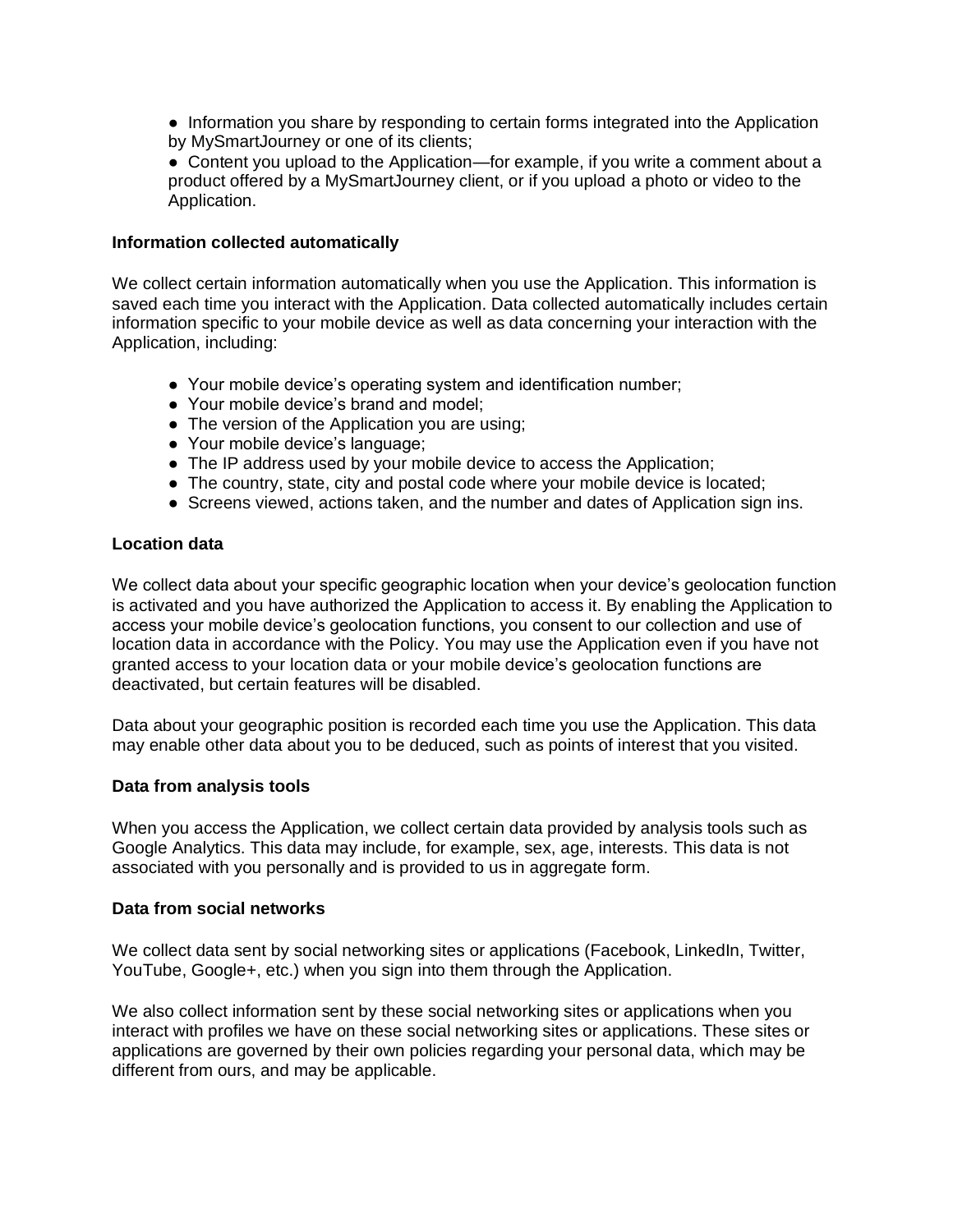- Information you share by responding to certain forms integrated into the Application by MySmartJourney or one of its clients;
- Content you upload to the Application—for example, if you write a comment about a product offered by a MySmartJourney client, or if you upload a photo or video to the Application.

**Information collected automatically**

We collect certain information automatically when you use the Application. This information is saved each time you interact with the Application. Data collected automatically includes certain information specific to your mobile device as well as data concerning your interaction with the Application, including:

- Your mobile device's operating system and identification number;
- Your mobile device's brand and model;
- The version of the Application you are using;
- Your mobile device's language;
- The IP address used by your mobile device to access the Application;
- The country, state, city and postal code where your mobile device is located;
- Screens viewed, actions taken, and the number and dates of Application sign ins.

**Location data**

We collect data about your specific geographic location when your device's geolocation function is activated and you have authorized the Application to access it. By enabling the Application to access your mobile device's geolocation functions, you consent to our collection and use of location data in accordance with the Policy. You may use the Application even if you have not granted access to your location data or your mobile device's geolocation functions are deactivated, but certain features will be disabled.

Data about your geographic position is recorded each time you use the Application. This data may enable other data about you to be deduced, such as points of interest that you visited.

**Data from analysis tools**

When you access the Application, we collect certain data provided by analysis tools such as Google Analytics. This data may include, for example, sex, age, interests. This data is not associated with you personally and is provided to us in aggregate form.

**Data from social networks**

We collect data sent by social networking sites or applications (Facebook, LinkedIn, Twitter, YouTube, Google+, etc.) when you sign into them through the Application.

We also collect information sent by these social networking sites or applications when you interact with profiles we have on these social networking sites or applications. These sites or applications are governed by their own policies regarding your personal data, which may be different from ours, and may be applicable.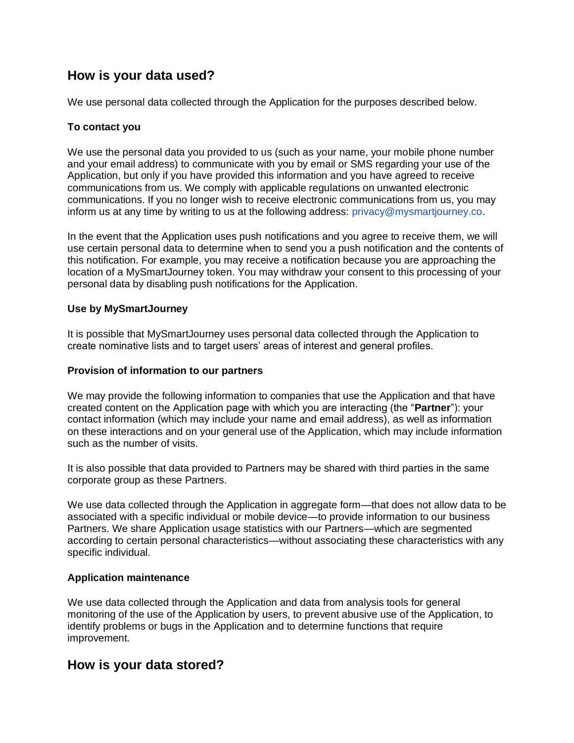## How is your data used?

We use personal data collected through the Application for the purposes described below.

### To contact you

We use the personal data you provided to us (such as your name, your mobile phone number and your email address) to communicate with you by email or SMS regarding your use of the Application, but only if you have provided this information and you have agreed to receive communications from us. We comply with applicable regulations on unwanted electronic communications. If you no longer wish to receive electronic communications from us, you may inform us at any time by writing to us at the following address: privacy@mysmartjourney.co.

In the event that the Application uses push notifications and you agree to receive them, we will use certain personal data to determine when to send you a push notification and the contents of this notification. For example, you may receive a notification because you are approaching the location of a MySmartJourney token. You may withdraw your consent to this processing of your personal data by disabling push notifications for the Application.

### Use by MySmartJourney

It is possible that MySmartJourney uses personal data collected through the Application to create nominative lists and to target users' areas of interest and general profiles.

### Provision of information to our partners

We may provide the following information to companies that use the Application and that have created content on the Application page with which you are interacting (the "**Partner**"): your contact information (which may include your name and email address), as well as information on these interactions and on your general use of the Application, which may include information such as the number of visits.

It is also possible that data provided to Partners may be shared with third parties in the same corporate group as these Partners.

We use data collected through the Application in aggregate form—that does not allow data to be associated with a specific individual or mobile device—to provide information to our business Partners. We share Application usage statistics with our Partners—which are segmented according to certain personal characteristics—without associating these characteristics with any specific individual.

### Application maintenance

We use data collected through the Application and data from analysis tools for general monitoring of the use of the Application by users, to prevent abusive use of the Application, to identify problems or bugs in the Application and to determine functions that require improvement.

## How is your data stored?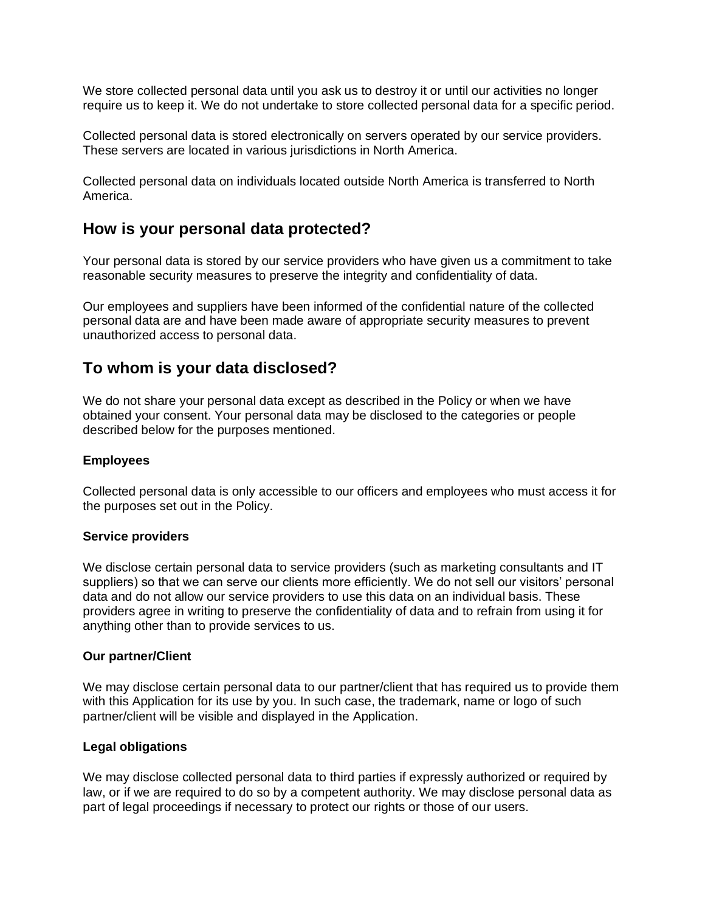We store collected personal data until you ask us to destroy it or until our activities no longer require us to keep it. We do not undertake to store collected personal data for a specific period.

Collected personal data is stored electronically on servers operated by our service providers. These servers are located in various jurisdictions in North America.

Collected personal data on individuals located outside North America is transferred to North America.

## How is your personal data protected?

Your personal data is stored by our service providers who have given us a commitment to take reasonable security measures to preserve the integrity and confidentiality of data.

Our employees and suppliers have been informed of the confidential nature of the collected personal data are and have been made aware of appropriate security measures to prevent unauthorized access to personal data.

## To whom is your data disclosed?

We do not share your personal data except as described in the Policy or when we have obtained your consent. Your personal data may be disclosed to the categories or people described below for the purposes mentioned.

#### Employees

Collected personal data is only accessible to our officers and employees who must access it for the purposes set out in the Policy.

#### Service providers

We disclose certain personal data to service providers (such as marketing consultants and IT suppliers) so that we can serve our clients more efficiently. We do not sell our visitors' personal data and do not allow our service providers to use this data on an individual basis. These providers agree in writing to preserve the confidentiality of data and to refrain from using it for anything other than to provide services to us.

#### Our partner/Client

We may disclose certain personal data to our partner/client that has required us to provide them with this Application for its use by you. In such case, the trademark, name or logo of such partner/client will be visible and displayed in the Application.

#### Legal obligations

We may disclose collected personal data to third parties if expressly authorized or required by law, or if we are required to do so by a competent authority. We may disclose personal data as part of legal proceedings if necessary to protect our rights or those of our users.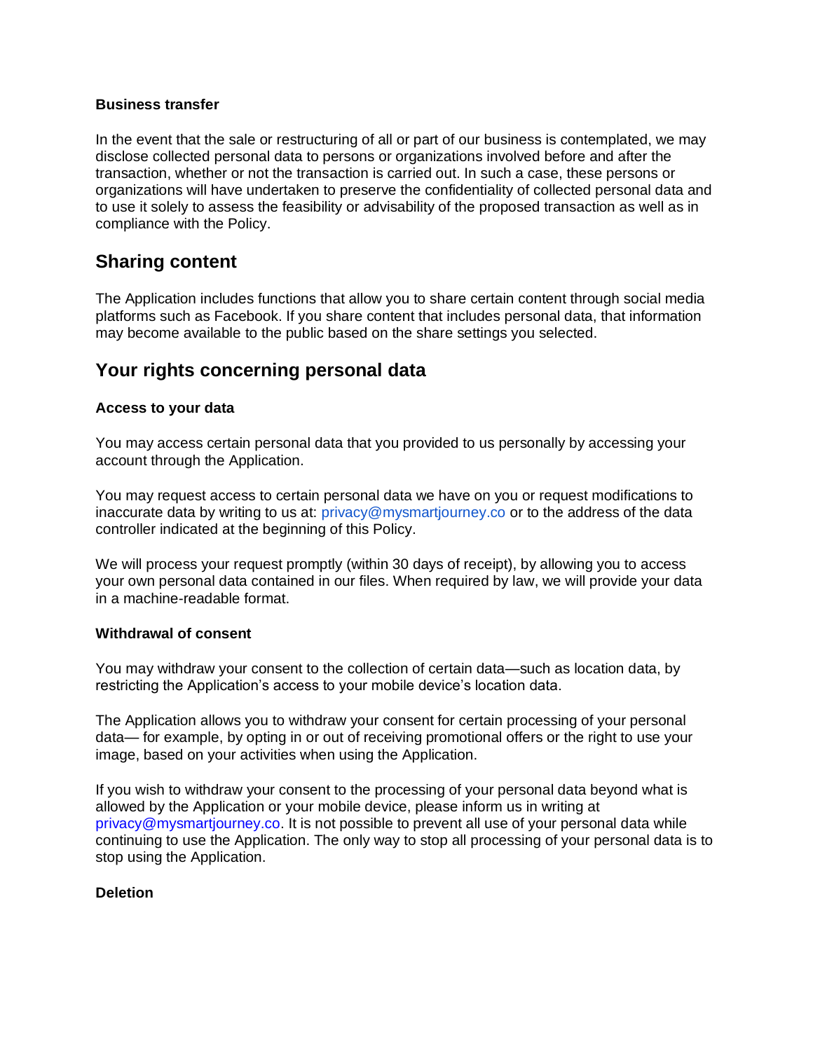**Business transfer**

In the event that the sale or restructuring of all or part of our business is contemplated, we may disclose collected personal data to persons or organizations involved before and after the transaction, whether or not the transaction is carried out. In such a case, these persons or organizations will have undertaken to preserve the confidentiality of collected personal data and to use it solely to assess the feasibility or advisability of the proposed transaction as well as in compliance with the Policy.

## Sharing content

The Application includes functions that allow you to share certain content through social media platforms such as Facebook. If you share content that includes personal data, that information may become available to the public based on the share settings you selected.

## Your rights concerning personal data

**Access to your data**

You may access certain personal data that you provided to us personally by accessing your account through the Application.

You may request access to certain personal data we have on you or request modifications to inaccurate data by writing to us at: privacy@mysmartjourney.co or to the address of the data controller indicated at the beginning of this Policy.

We will process your request promptly (within 30 days of receipt), by allowing you to access your own personal data contained in our files. When required by law, we will provide your data in a machine-readable format.

**Withdrawal of consent**

You may withdraw your consent to the collection of certain data—such as location data, by restricting the Application's access to your mobile device's location data.

The Application allows you to withdraw your consent for certain processing of your personal data— for example, by opting in or out of receiving promotional offers or the right to use your image, based on your activities when using the Application.

If you wish to withdraw your consent to the processing of your personal data beyond what is allowed by the Application or your mobile device, please inform us in writing at privacy@mysmartjourney.co. It is not possible to prevent all use of your personal data while continuing to use the Application. The only way to stop all processing of your personal data is to stop using the Application.

**Deletion**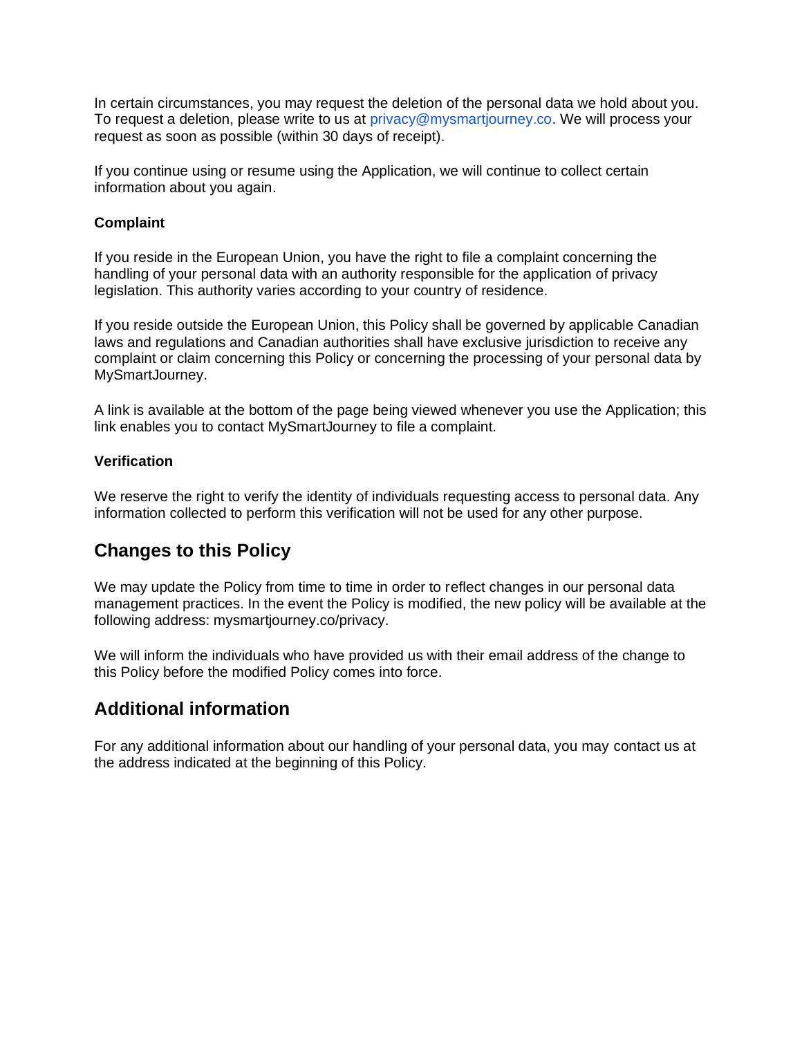In certain circumstances, you may request the deletion of the personal data we hold about you. To request a deletion, please write to us at privacy@mysmartjourney.co. We will process your request as soon as possible (within 30 days of receipt).

If you continue using or resume using the Application, we will continue to collect certain information about you again.

**Complaint**

If you reside in the European Union, you have the right to file a complaint concerning the handling of your personal data with an authority responsible for the application of privacy legislation. This authority varies according to your country of residence.

If you reside outside the European Union, this Policy shall be governed by applicable Canadian laws and regulations and Canadian authorities shall have exclusive jurisdiction to receive any complaint or claim concerning this Policy or concerning the processing of your personal data by MySmartJourney.

A link is available at the bottom of the page being viewed whenever you use the Application; this link enables you to contact MySmartJourney to file a complaint.

**Verification**

We reserve the right to verify the identity of individuals requesting access to personal data. Any information collected to perform this verification will not be used for any other purpose.

## Changes to this Policy

We may update the Policy from time to time in order to reflect changes in our personal data management practices. In the event the Policy is modified, the new policy will be available at the following address: mysmartjourney.co/privacy.

We will inform the individuals who have provided us with their email address of the change to this Policy before the modified Policy comes into force.

## Additional information

For any additional information about our handling of your personal data, you may contact us at the address indicated at the beginning of this Policy.